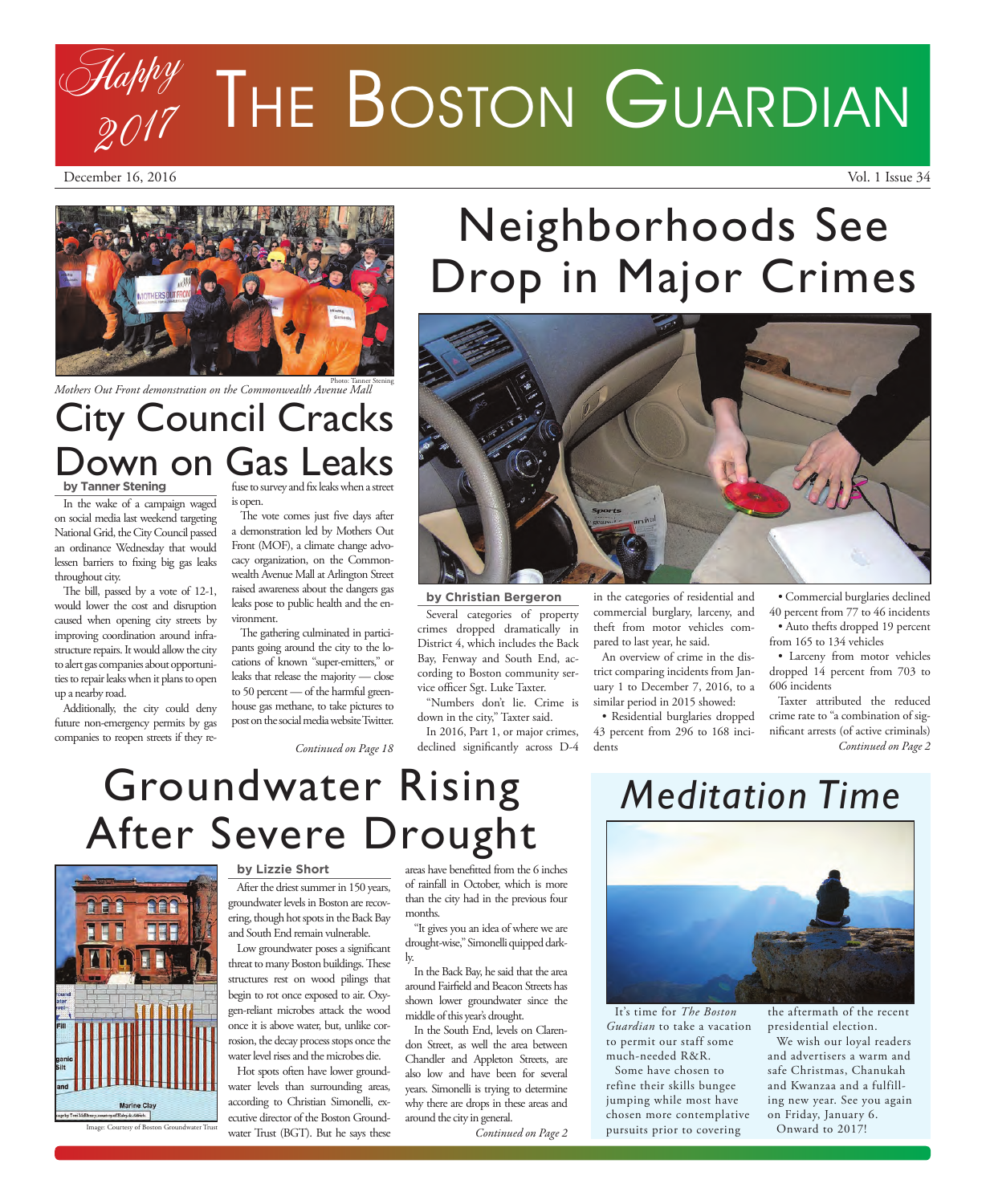# Happy 2017 The Boston Guardian

December 16, 2016

Photo: Tanner Stening

*Mothers Out Front demonstration on the Commonwealth Avenue Mall*

## City Council Cracks Down on Gas Leaks

**by Tanner Stening**

In the wake of a campaign waged on social media last weekend targeting National Grid, the City Council passed an ordinance Wednesday that would lessen barriers to fixing big gas leaks throughout city.

The bill, passed by a vote of 12-1, would lower the cost and disruption caused when opening city streets by improving coordination around infrastructure repairs. It would allow the city to alert gas companies about opportunities to repair leaks when it plans to open up a nearby road.

Additionally, the city could deny future non-emergency permits by gas companies to reopen streets if they refuse to survey and fix leaks when a street is open.

The vote comes just five days after a demonstration led by Mothers Out Front (MOF), a climate change advocacy organization, on the Commonwealth Avenue Mall at Arlington Street raised awareness about the dangers gas leaks pose to public health and the environment.

The gathering culminated in participants going around the city to the locations of known "super-emitters," or leaks that release the majority — close to 50 percent — of the harmful greenhouse gas methane, to take pictures to post on the social media website Twitter.

*Continued on Page 18*

## Neighborhoods See Drop in Major Crimes

**by Christian Bergeron**

Several categories of property crimes dropped dramatically in District 4, which includes the Back Bay, Fenway and South End, according to Boston community service officer Sgt. Luke Taxter.

"Numbers don't lie. Crime is down in the city," Taxter said.

In 2016, Part 1, or major crimes, declined significantly across D-4 in the categories of residential and commercial burglary, larceny, and theft from motor vehicles compared to last year, he said.

An overview of crime in the district comparing incidents from January 1 to December 7, 2016, to a similar period in 2015 showed:

- Residential burglaries dropped 43 percent from 296 to 168 incidents
- Commercial burglaries declined 40 percent from 77 to 46 incidents
- Auto thefts dropped 19 percent from 165 to 134 vehicles
- Larceny from motor vehicles dropped 14 percent from 703 to 606 incidents

Taxter attributed the reduced crime rate to "a combination of significant arrests (of active criminals)

*Continued on Page 2*

## Groundwater Rising After Severe Drought

Image: Courtesy of Boston Groundwater Trust

**by Lizzie Short**

After the driest summer in 150 years, groundwater levels in Boston are recovering, though hot spots in the Back Bay and South End remain vulnerable.

Low groundwater poses a significant threat to many Boston buildings. These structures rest on wood pilings that begin to rot once exposed to air. Oxygen-reliant microbes attack the wood once it is above water, but, unlike corrosion, the decay process stops once the water level rises and the microbes die.

Hot spots often have lower groundwater levels than surrounding areas, according to Christian Simonelli, executive director of the Boston Groundwater Trust (BGT). But he says these areas have benefitted from the 6 inches of rainfall in October, which is more than the city had in the previous four months.

"It gives you an idea of where we are drought-wise," Simonelli quipped darkly.

In the Back Bay, he said that the area around Fairfield and Beacon Streets has shown lower groundwater since the middle of this year's drought.

In the South End, levels on Clarendon Street, as well the area between Chandler and Appleton Streets, are also low and have been for several years. Simonelli is trying to determine why there are drops in these areas and around the city in general.

*Continued on Page 2*

## *Meditation Time*

It's time for *The Boston Guardian* to take a vacation to permit our staff some much-needed R&R.

Some have chosen to refine their skills bungee jumping while most have chosen more contemplative pursuits prior to covering the aftermath of the recent presidential election.

We wish our loyal readers and advertisers a warm and safe Christmas, Chanukah and Kwanzaa and a fulfilling new year. See you again on Friday, January 6.

Onward to 2017!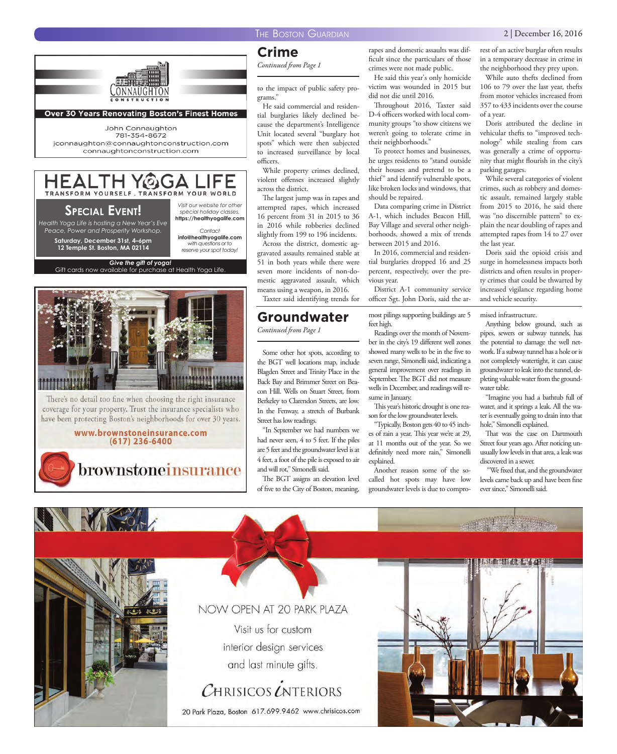CONNAUGHTON CONSTRUCTION

**Over 30 Years Renovating Boston's Finest Homes**

John Connaughton
781-354-8672
jconnaughton@connaughtonconstruction.com
connaughtonconstruction.com

HEALTH YOGA LIFE
TRANSFORM YOURSELF . TRANSFORM YOUR WORLD

**SPECIAL EVENT!**

*Health Yoga Life is hosting a New Year's Eve Peace, Power and Prosperity Workshop.*

**Saturday, December 31st, 4–6pm**
**12 Temple St. Boston, MA 02114**

*Visit our website for other special holiday classes.*
**https://healthyogalife.com**

*Contact*
**info@healthyogalife.com**
*with questions or to reserve your spot today!*

***Give the gift of yoga!***
Gift cards now available for purchase at Health Yoga Life.

There's no detail too fine when choosing the right insurance coverage for your property. Trust the insurance specialists who have been protecting Boston's neighborhoods for over 30 years.

**www.brownstoneinsurance.com**
**(617) 236-6400**

brownstoneinsurance

## Crime

*Continued from Page 1*

to the impact of public safety programs."

He said commercial and residential burglaries likely declined because the department's Intelligence Unit located several "burglary hot spots" which were then subjected to increased surveillance by local officers.

While property crimes declined, violent offenses increased slightly across the district.

The largest jump was in rapes and attempted rapes, which increased 16 percent from 31 in 2015 to 36 in 2016 while robberies declined slightly from 199 to 196 incidents.

Across the district, domestic aggravated assaults remained stable at 51 in both years while there were seven more incidents of non-domestic aggravated assault, which means using a weapon, in 2016.

Taxter said identifying trends for rapes and domestic assaults was difficult since the particulars of those crimes were not made public.

He said this year's only homicide victim was wounded in 2015 but did not die until 2016.

Throughout 2016, Taxter said D-4 officers worked with local community groups "to show citizens we weren't going to tolerate crime in their neighborhoods."

To protect homes and businesses, he urges residents to "stand outside their houses and pretend to be a thief" and identify vulnerable spots, like broken locks and windows, that should be repaired.

Data comparing crime in District A-1, which includes Beacon Hill, Bay Village and several other neighborhoods, showed a mix of trends between 2015 and 2016.

In 2016, commercial and residential burglaries dropped 16 and 25 percent, respectively, over the previous year.

District A-1 community service officer Sgt. John Doris, said the arrest of an active burglar often results in a temporary decrease in crime in the neighborhood they prey upon.

While auto thefts declined from 106 to 79 over the last year, thefts from motor vehicles increased from 357 to 433 incidents over the course of a year.

Doris attributed the decline in vehicular thefts to "improved technology" while stealing from cars was generally a crime of opportunity that might flourish in the city's parking garages.

While several categories of violent crimes, such as robbery and domestic assault, remained largely stable from 2015 to 2016, he said there was "no discernible pattern" to explain the near doubling of rapes and attempted rapes from 14 to 27 over the last year.

Doris said the opioid crisis and surge in homelessness impacts both districts and often results in property crimes that could be thwarted by increased vigilance regarding home and vehicle security.

## Groundwater

*Continued from Page 1*

Some other hot spots, according to the BGT well locations map, include Blagden Street and Trinity Place in the Back Bay and Brimmer Street on Beacon Hill. Wells on Stuart Street, from Berkeley to Clarendon Streets, are low. In the Fenway, a stretch of Burbank Street has low readings.

"In September we had numbers we had never seen, 4 to 5 feet. If the piles are 5 feet and the groundwater level is at 4 feet, a foot of the pile is exposed to air and will rot," Simonelli said.

The BGT assigns an elevation level of five to the City of Boston, meaning, most pilings supporting buildings are 5 feet high.

Readings over the month of November in the city's 19 different well zones showed many wells to be in the five to seven range, Simonelli said, indicating a general improvement over readings in September. The BGT did not measure wells in December, and readings will resume in January.

This year's historic drought is one reason for the low groundwater levels.

"Typically, Boston gets 40 to 45 inches of rain a year. This year we're at 29, at 11 months out of the year. So we definitely need more rain," Simonelli explained.

Another reason some of the so-called hot spots may have low groundwater levels is due to compromised infrastructure.

Anything below ground, such as pipes, sewers or subway tunnels, has the potential to damage the well network. If a subway tunnel has a hole or is not completely watertight, it can cause groundwater to leak into the tunnel, depleting valuable water from the groundwater table.

"Imagine you had a bathtub full of water, and it springs a leak. All the water is eventually going to drain into that hole," Simonelli explained.

That was the case on Dartmouth Street four years ago. After noticing unusually low levels in that area, a leak was discovered in a sewer.

"We fixed that, and the groundwater levels came back up and have been fine ever since," Simonelli said.

NOW OPEN AT 20 PARK PLAZA

Visit us for custom interior design services and last minute gifts.

CHRISICOS INTERIORS

20 Park Plaza, Boston 617.699.9462 www.chrisicos.com